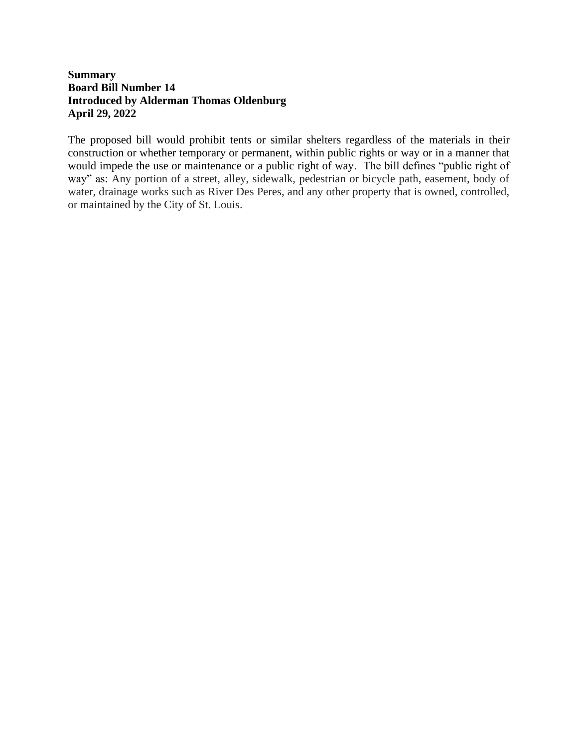**Summary**
**Board Bill Number 14**
**Introduced by Alderman Thomas Oldenburg**
**April 29, 2022**

The proposed bill would prohibit tents or similar shelters regardless of the materials in their construction or whether temporary or permanent, within public rights or way or in a manner that would impede the use or maintenance or a public right of way. The bill defines "public right of way" as: Any portion of a street, alley, sidewalk, pedestrian or bicycle path, easement, body of water, drainage works such as River Des Peres, and any other property that is owned, controlled, or maintained by the City of St. Louis.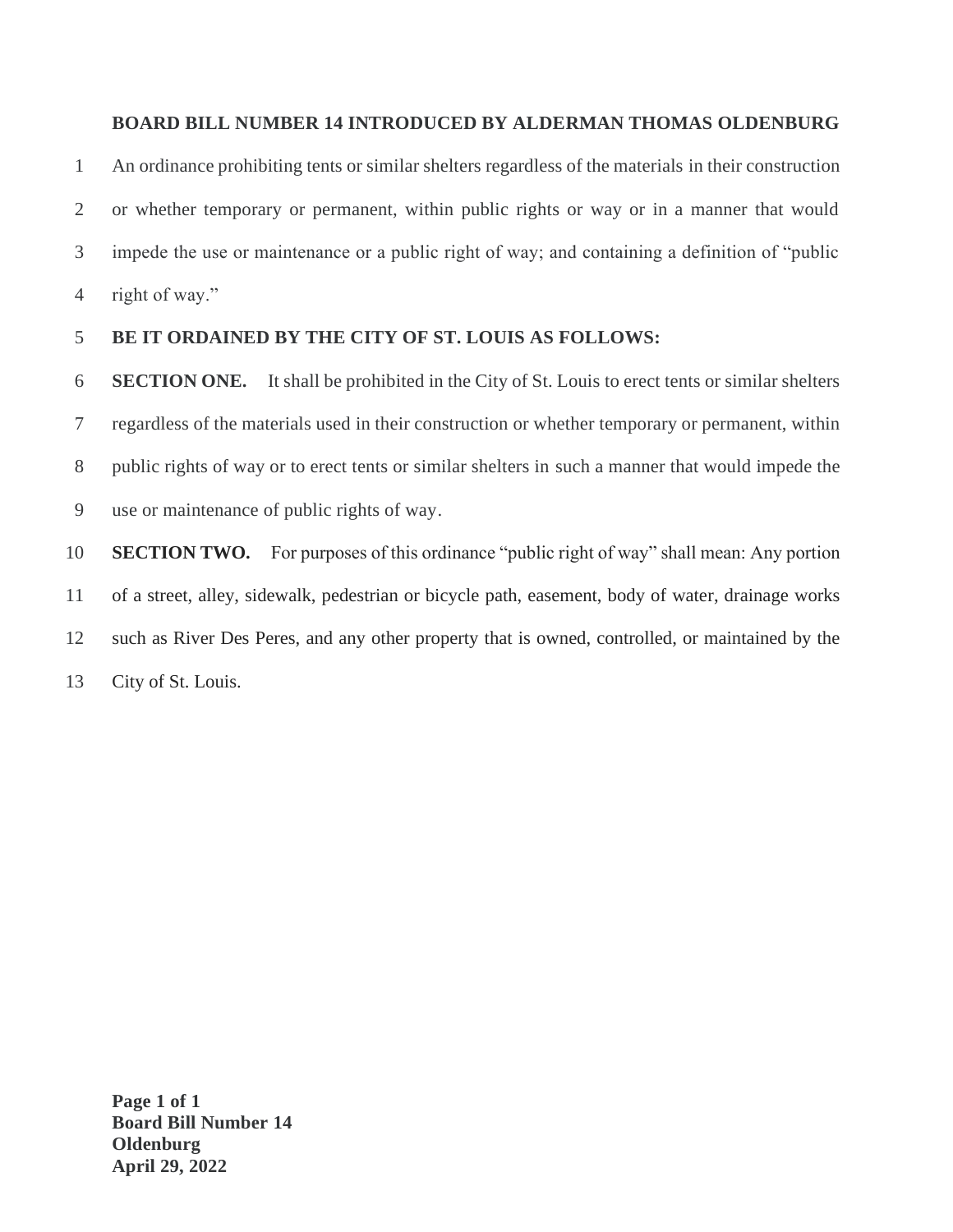**BOARD BILL NUMBER 14 INTRODUCED BY ALDERMAN THOMAS OLDENBURG**

An ordinance prohibiting tents or similar shelters regardless of the materials in their construction or whether temporary or permanent, within public rights or way or in a manner that would impede the use or maintenance or a public right of way; and containing a definition of "public right of way."

**BE IT ORDAINED BY THE CITY OF ST. LOUIS AS FOLLOWS:**

**SECTION ONE.** It shall be prohibited in the City of St. Louis to erect tents or similar shelters regardless of the materials used in their construction or whether temporary or permanent, within public rights of way or to erect tents or similar shelters in such a manner that would impede the use or maintenance of public rights of way.

**SECTION TWO.** For purposes of this ordinance "public right of way" shall mean: Any portion of a street, alley, sidewalk, pedestrian or bicycle path, easement, body of water, drainage works such as River Des Peres, and any other property that is owned, controlled, or maintained by the City of St. Louis.

**Board Bill Number 14**
**Oldenburg**
**April 29, 2022**